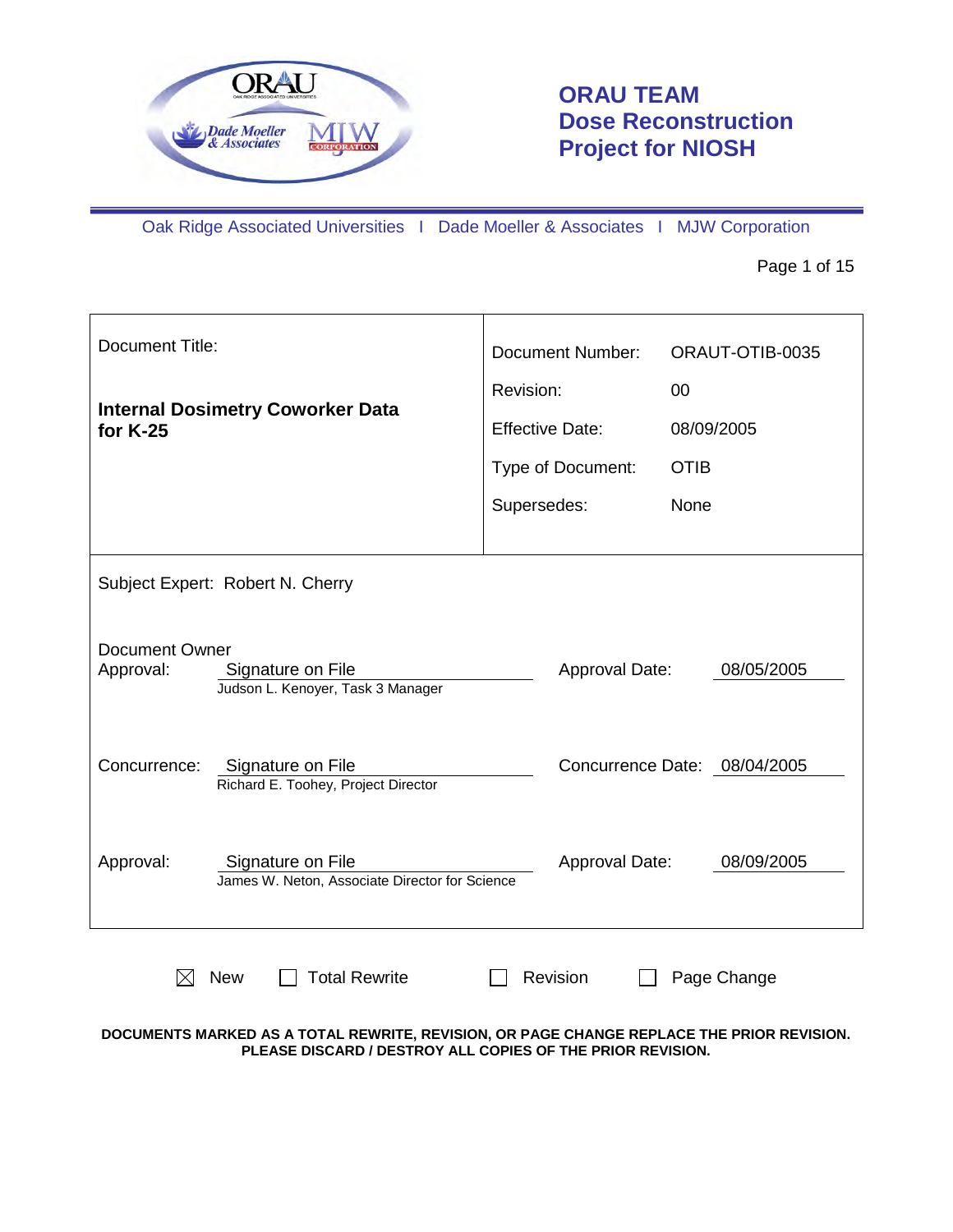# ORAU TEAM Dose Reconstruction Project for NIOSH

Oak Ridge Associated Universities I Dade Moeller & Associates I MJW Corporation

| Document Title: | |
|---|---|
| **Internal Dosimetry Coworker Data for K-25** | Document Number: ORAUT-OTIB-0035 |
| | Revision: 00 |
| | Effective Date: 08/09/2005 |
| | Type of Document: OTIB |
| | Supersedes: None |

Subject Expert: Robert N. Cherry

| | | | |
|---|---|---|---|
| Document Owner Approval: | Signature on File<br>Judson L. Kenoyer, Task 3 Manager | Approval Date: | 08/05/2005 |
| Concurrence: | Signature on File<br>Richard E. Toohey, Project Director | Concurrence Date: | 08/04/2005 |
| Approval: | Signature on File<br>James W. Neton, Associate Director for Science | Approval Date: | 08/09/2005 |

☒ New ☐ Total Rewrite ☐ Revision ☐ Page Change

**DOCUMENTS MARKED AS A TOTAL REWRITE, REVISION, OR PAGE CHANGE REPLACE THE PRIOR REVISION. PLEASE DISCARD / DESTROY ALL COPIES OF THE PRIOR REVISION.**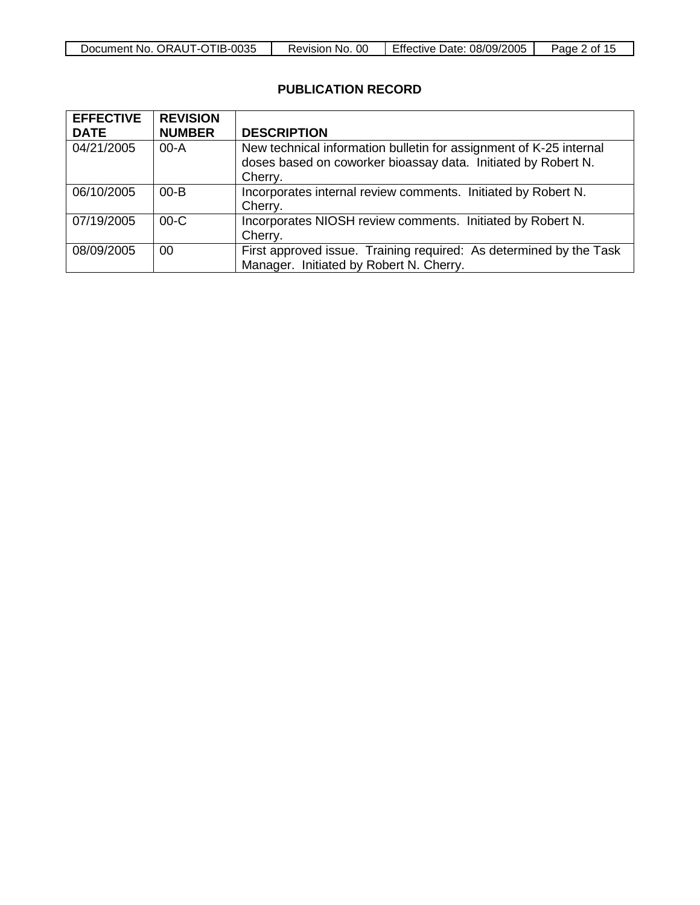## PUBLICATION RECORD

| EFFECTIVE DATE | REVISION NUMBER | DESCRIPTION |
|---|---|---|
| 04/21/2005 | 00-A | New technical information bulletin for assignment of K-25 internal doses based on coworker bioassay data. Initiated by Robert N. Cherry. |
| 06/10/2005 | 00-B | Incorporates internal review comments. Initiated by Robert N. Cherry. |
| 07/19/2005 | 00-C | Incorporates NIOSH review comments. Initiated by Robert N. Cherry. |
| 08/09/2005 | 00 | First approved issue. Training required: As determined by the Task Manager. Initiated by Robert N. Cherry. |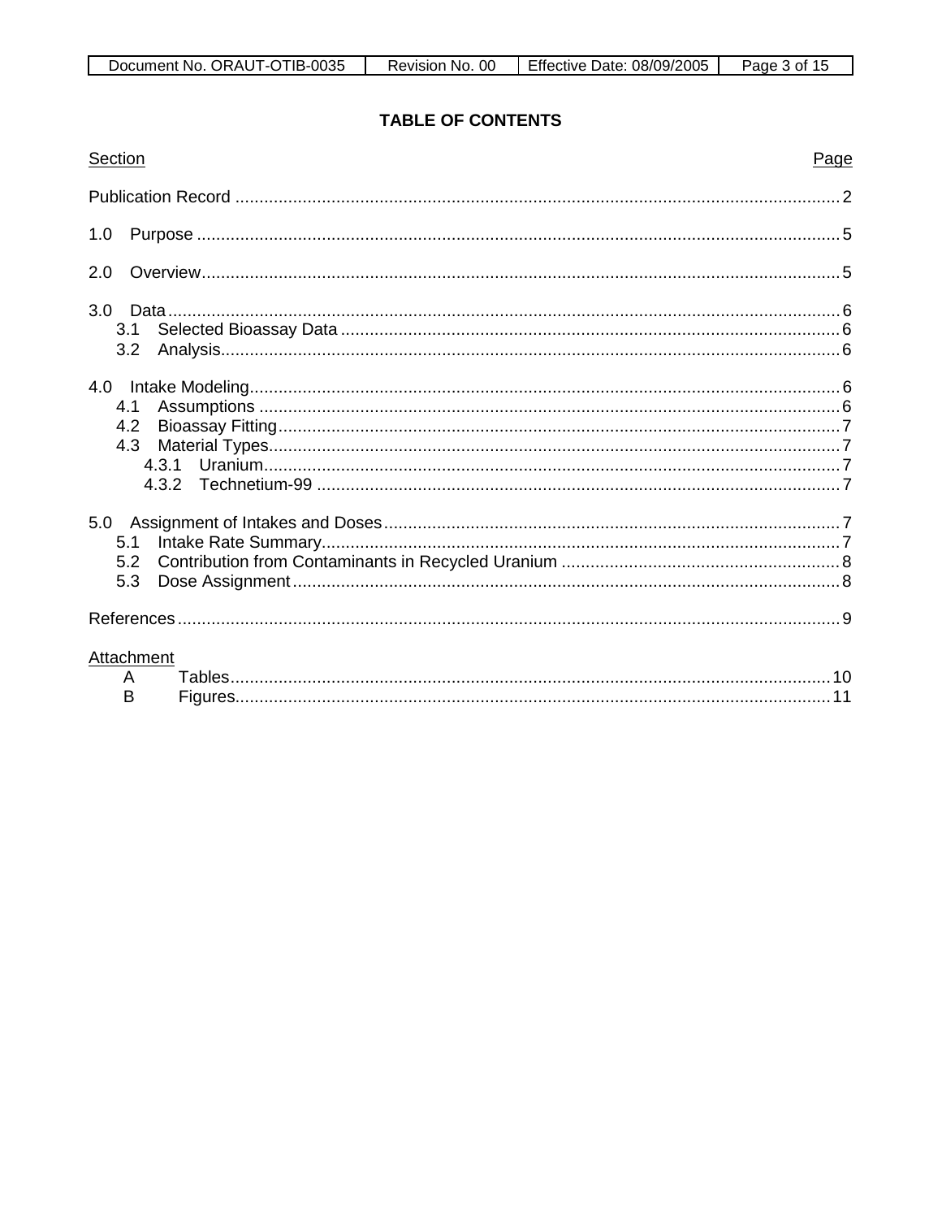## TABLE OF CONTENTS

| Section | Page |
|---|---|
| Publication Record | 2 |
| 1.0 Purpose | 5 |
| 2.0 Overview | 5 |
| 3.0 Data | 6 |
| 3.1 Selected Bioassay Data | 6 |
| 3.2 Analysis | 6 |
| 4.0 Intake Modeling | 6 |
| 4.1 Assumptions | 6 |
| 4.2 Bioassay Fitting | 7 |
| 4.3 Material Types | 7 |
| 4.3.1 Uranium | 7 |
| 4.3.2 Technetium-99 | 7 |
| 5.0 Assignment of Intakes and Doses | 7 |
| 5.1 Intake Rate Summary | 7 |
| 5.2 Contribution from Contaminants in Recycled Uranium | 8 |
| 5.3 Dose Assignment | 8 |
| References | 9 |
| Attachment | |
| A Tables | 10 |
| B Figures | 11 |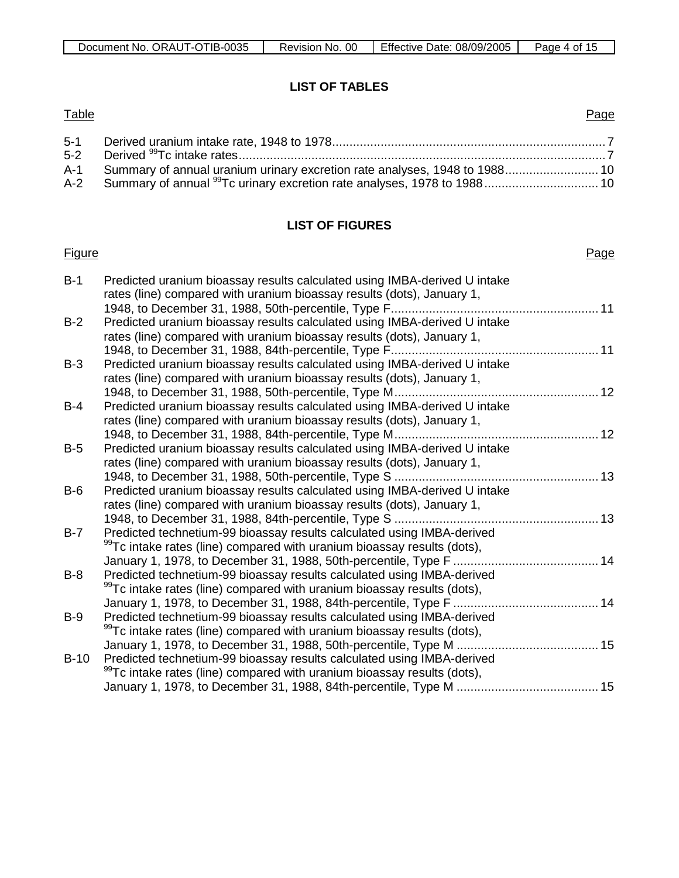## LIST OF TABLES

| Table | | Page |
|---|---|---|
| 5-1 | Derived uranium intake rate, 1948 to 1978 | 7 |
| 5-2 | Derived $^{99}$Tc intake rates | 7 |
| A-1 | Summary of annual uranium urinary excretion rate analyses, 1948 to 1988 | 10 |
| A-2 | Summary of annual $^{99}$Tc urinary excretion rate analyses, 1978 to 1988 | 10 |

## LIST OF FIGURES

| Figure | | Page |
|---|---|---|
| B-1 | Predicted uranium bioassay results calculated using IMBA-derived U intake rates (line) compared with uranium bioassay results (dots), January 1, 1948, to December 31, 1988, 50th-percentile, Type F | 11 |
| B-2 | Predicted uranium bioassay results calculated using IMBA-derived U intake rates (line) compared with uranium bioassay results (dots), January 1, 1948, to December 31, 1988, 84th-percentile, Type F | 11 |
| B-3 | Predicted uranium bioassay results calculated using IMBA-derived U intake rates (line) compared with uranium bioassay results (dots), January 1, 1948, to December 31, 1988, 50th-percentile, Type M | 12 |
| B-4 | Predicted uranium bioassay results calculated using IMBA-derived U intake rates (line) compared with uranium bioassay results (dots), January 1, 1948, to December 31, 1988, 84th-percentile, Type M | 12 |
| B-5 | Predicted uranium bioassay results calculated using IMBA-derived U intake rates (line) compared with uranium bioassay results (dots), January 1, 1948, to December 31, 1988, 50th-percentile, Type S | 13 |
| B-6 | Predicted uranium bioassay results calculated using IMBA-derived U intake rates (line) compared with uranium bioassay results (dots), January 1, 1948, to December 31, 1988, 84th-percentile, Type S | 13 |
| B-7 | Predicted technetium-99 bioassay results calculated using IMBA-derived $^{99}$Tc intake rates (line) compared with uranium bioassay results (dots), January 1, 1978, to December 31, 1988, 50th-percentile, Type F | 14 |
| B-8 | Predicted technetium-99 bioassay results calculated using IMBA-derived $^{99}$Tc intake rates (line) compared with uranium bioassay results (dots), January 1, 1978, to December 31, 1988, 84th-percentile, Type F | 14 |
| B-9 | Predicted technetium-99 bioassay results calculated using IMBA-derived $^{99}$Tc intake rates (line) compared with uranium bioassay results (dots), January 1, 1978, to December 31, 1988, 50th-percentile, Type M | 15 |
| B-10 | Predicted technetium-99 bioassay results calculated using IMBA-derived $^{99}$Tc intake rates (line) compared with uranium bioassay results (dots), January 1, 1978, to December 31, 1988, 84th-percentile, Type M | 15 |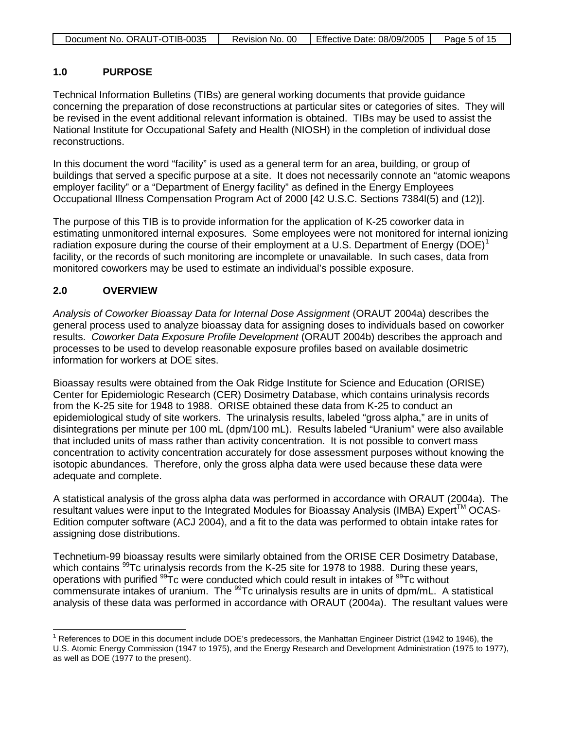## 1.0 PURPOSE

Technical Information Bulletins (TIBs) are general working documents that provide guidance concerning the preparation of dose reconstructions at particular sites or categories of sites. They will be revised in the event additional relevant information is obtained. TIBs may be used to assist the National Institute for Occupational Safety and Health (NIOSH) in the completion of individual dose reconstructions.

In this document the word "facility" is used as a general term for an area, building, or group of buildings that served a specific purpose at a site. It does not necessarily connote an "atomic weapons employer facility" or a "Department of Energy facility" as defined in the Energy Employees Occupational Illness Compensation Program Act of 2000 [42 U.S.C. Sections 7384l(5) and (12)].

The purpose of this TIB is to provide information for the application of K-25 coworker data in estimating unmonitored internal exposures. Some employees were not monitored for internal ionizing radiation exposure during the course of their employment at a U.S. Department of Energy (DOE)[1] facility, or the records of such monitoring are incomplete or unavailable. In such cases, data from monitored coworkers may be used to estimate an individual's possible exposure.

## 2.0 OVERVIEW

*Analysis of Coworker Bioassay Data for Internal Dose Assignment* (ORAUT 2004a) describes the general process used to analyze bioassay data for assigning doses to individuals based on coworker results. *Coworker Data Exposure Profile Development* (ORAUT 2004b) describes the approach and processes to be used to develop reasonable exposure profiles based on available dosimetric information for workers at DOE sites.

Bioassay results were obtained from the Oak Ridge Institute for Science and Education (ORISE) Center for Epidemiologic Research (CER) Dosimetry Database, which contains urinalysis records from the K-25 site for 1948 to 1988. ORISE obtained these data from K-25 to conduct an epidemiological study of site workers. The urinalysis results, labeled "gross alpha," are in units of disintegrations per minute per 100 mL (dpm/100 mL). Results labeled "Uranium" were also available that included units of mass rather than activity concentration. It is not possible to convert mass concentration to activity concentration accurately for dose assessment purposes without knowing the isotopic abundances. Therefore, only the gross alpha data were used because these data were adequate and complete.

A statistical analysis of the gross alpha data was performed in accordance with ORAUT (2004a). The resultant values were input to the Integrated Modules for Bioassay Analysis (IMBA) Expert™ OCAS-Edition computer software (ACJ 2004), and a fit to the data was performed to obtain intake rates for assigning dose distributions.

Technetium-99 bioassay results were similarly obtained from the ORISE CER Dosimetry Database, which contains $^{99}$Tc urinalysis records from the K-25 site for 1978 to 1988. During these years, operations with purified $^{99}$Tc were conducted which could result in intakes of $^{99}$Tc without commensurate intakes of uranium. The $^{99}$Tc urinalysis results are in units of dpm/mL. A statistical analysis of these data was performed in accordance with ORAUT (2004a). The resultant values were

[1] References to DOE in this document include DOE's predecessors, the Manhattan Engineer District (1942 to 1946), the U.S. Atomic Energy Commission (1947 to 1975), and the Energy Research and Development Administration (1975 to 1977), as well as DOE (1977 to the present).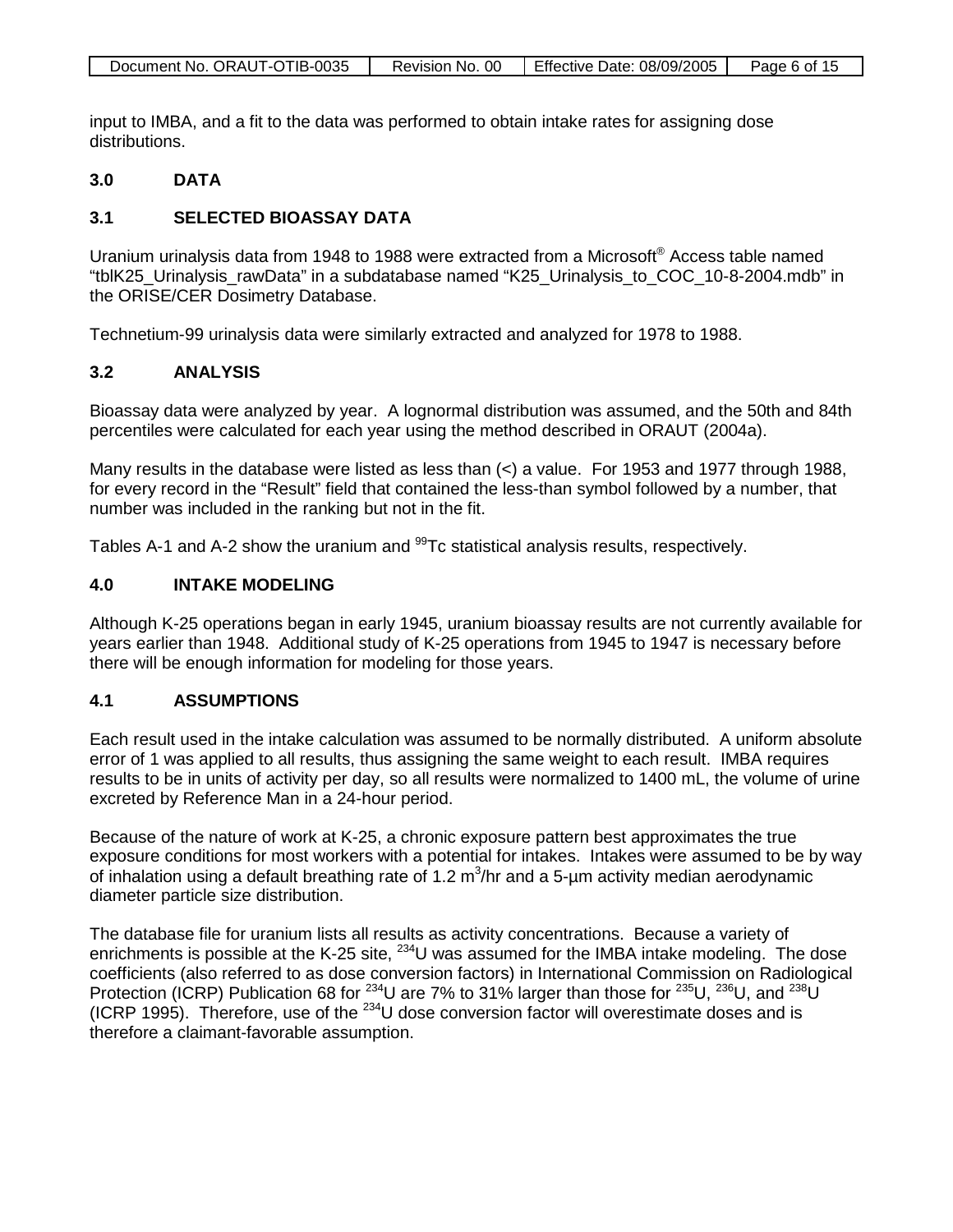input to IMBA, and a fit to the data was performed to obtain intake rates for assigning dose distributions.

## 3.0 DATA

### 3.1 SELECTED BIOASSAY DATA

Uranium urinalysis data from 1948 to 1988 were extracted from a Microsoft® Access table named "tblK25_Urinalysis_rawData" in a subdatabase named "K25_Urinalysis_to_COC_10-8-2004.mdb" in the ORISE/CER Dosimetry Database.

Technetium-99 urinalysis data were similarly extracted and analyzed for 1978 to 1988.

### 3.2 ANALYSIS

Bioassay data were analyzed by year. A lognormal distribution was assumed, and the 50th and 84th percentiles were calculated for each year using the method described in ORAUT (2004a).

Many results in the database were listed as less than (<) a value. For 1953 and 1977 through 1988, for every record in the "Result" field that contained the less-than symbol followed by a number, that number was included in the ranking but not in the fit.

Tables A-1 and A-2 show the uranium and $^{99}$Tc statistical analysis results, respectively.

## 4.0 INTAKE MODELING

Although K-25 operations began in early 1945, uranium bioassay results are not currently available for years earlier than 1948. Additional study of K-25 operations from 1945 to 1947 is necessary before there will be enough information for modeling for those years.

### 4.1 ASSUMPTIONS

Each result used in the intake calculation was assumed to be normally distributed. A uniform absolute error of 1 was applied to all results, thus assigning the same weight to each result. IMBA requires results to be in units of activity per day, so all results were normalized to 1400 mL, the volume of urine excreted by Reference Man in a 24-hour period.

Because of the nature of work at K-25, a chronic exposure pattern best approximates the true exposure conditions for most workers with a potential for intakes. Intakes were assumed to be by way of inhalation using a default breathing rate of 1.2 $m^3$/hr and a 5-μm activity median aerodynamic diameter particle size distribution.

The database file for uranium lists all results as activity concentrations. Because a variety of enrichments is possible at the K-25 site, $^{234}$U was assumed for the IMBA intake modeling. The dose coefficients (also referred to as dose conversion factors) in International Commission on Radiological Protection (ICRP) Publication 68 for $^{234}$U are 7% to 31% larger than those for $^{235}$U, $^{236}$U, and $^{238}$U (ICRP 1995). Therefore, use of the $^{234}$U dose conversion factor will overestimate doses and is therefore a claimant-favorable assumption.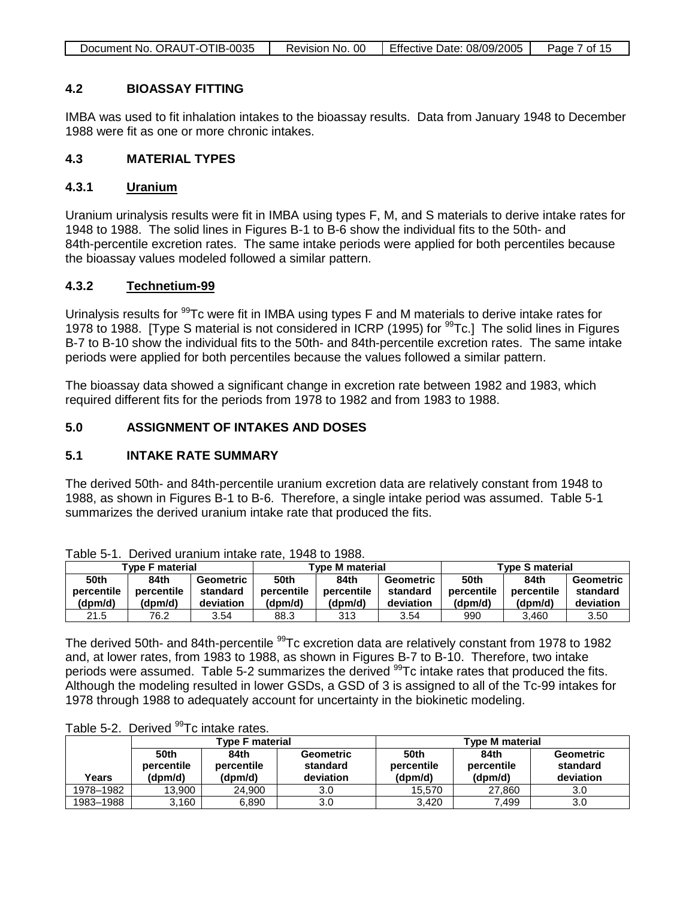## 4.2 BIOASSAY FITTING

IMBA was used to fit inhalation intakes to the bioassay results. Data from January 1948 to December 1988 were fit as one or more chronic intakes.

## 4.3 MATERIAL TYPES

### 4.3.1 Uranium

Uranium urinalysis results were fit in IMBA using types F, M, and S materials to derive intake rates for 1948 to 1988. The solid lines in Figures B-1 to B-6 show the individual fits to the 50th- and 84th-percentile excretion rates. The same intake periods were applied for both percentiles because the bioassay values modeled followed a similar pattern.

### 4.3.2 Technetium-99

Urinalysis results for $^{99}$Tc were fit in IMBA using types F and M materials to derive intake rates for 1978 to 1988. [Type S material is not considered in ICRP (1995) for $^{99}$Tc.] The solid lines in Figures B-7 to B-10 show the individual fits to the 50th- and 84th-percentile excretion rates. The same intake periods were applied for both percentiles because the values followed a similar pattern.

The bioassay data showed a significant change in excretion rate between 1982 and 1983, which required different fits for the periods from 1978 to 1982 and from 1983 to 1988.

## 5.0 ASSIGNMENT OF INTAKES AND DOSES

## 5.1 INTAKE RATE SUMMARY

The derived 50th- and 84th-percentile uranium excretion data are relatively constant from 1948 to 1988, as shown in Figures B-1 to B-6. Therefore, a single intake period was assumed. Table 5-1 summarizes the derived uranium intake rate that produced the fits.

Table 5-1. Derived uranium intake rate, 1948 to 1988.

| Type F material | | | Type M material | | | Type S material | | |
|---|---|---|---|---|---|---|---|---|
| 50th percentile (dpm/d) | 84th percentile (dpm/d) | Geometric standard deviation | 50th percentile (dpm/d) | 84th percentile (dpm/d) | Geometric standard deviation | 50th percentile (dpm/d) | 84th percentile (dpm/d) | Geometric standard deviation |
| 21.5 | 76.2 | 3.54 | 88.3 | 313 | 3.54 | 990 | 3,460 | 3.50 |

The derived 50th- and 84th-percentile $^{99}$Tc excretion data are relatively constant from 1978 to 1982 and, at lower rates, from 1983 to 1988, as shown in Figures B-7 to B-10. Therefore, two intake periods were assumed. Table 5-2 summarizes the derived $^{99}$Tc intake rates that produced the fits. Although the modeling resulted in lower GSDs, a GSD of 3 is assigned to all of the Tc-99 intakes for 1978 through 1988 to adequately account for uncertainty in the biokinetic modeling.

Table 5-2. Derived $^{99}$Tc intake rates.

| | Type F material | | | Type M material | | |
|---|---|---|---|---|---|---|
| Years | 50th percentile (dpm/d) | 84th percentile (dpm/d) | Geometric standard deviation | 50th percentile (dpm/d) | 84th percentile (dpm/d) | Geometric standard deviation |
| 1978–1982 | 13,900 | 24,900 | 3.0 | 15,570 | 27,860 | 3.0 |
| 1983–1988 | 3,160 | 6,890 | 3.0 | 3,420 | 7,499 | 3.0 |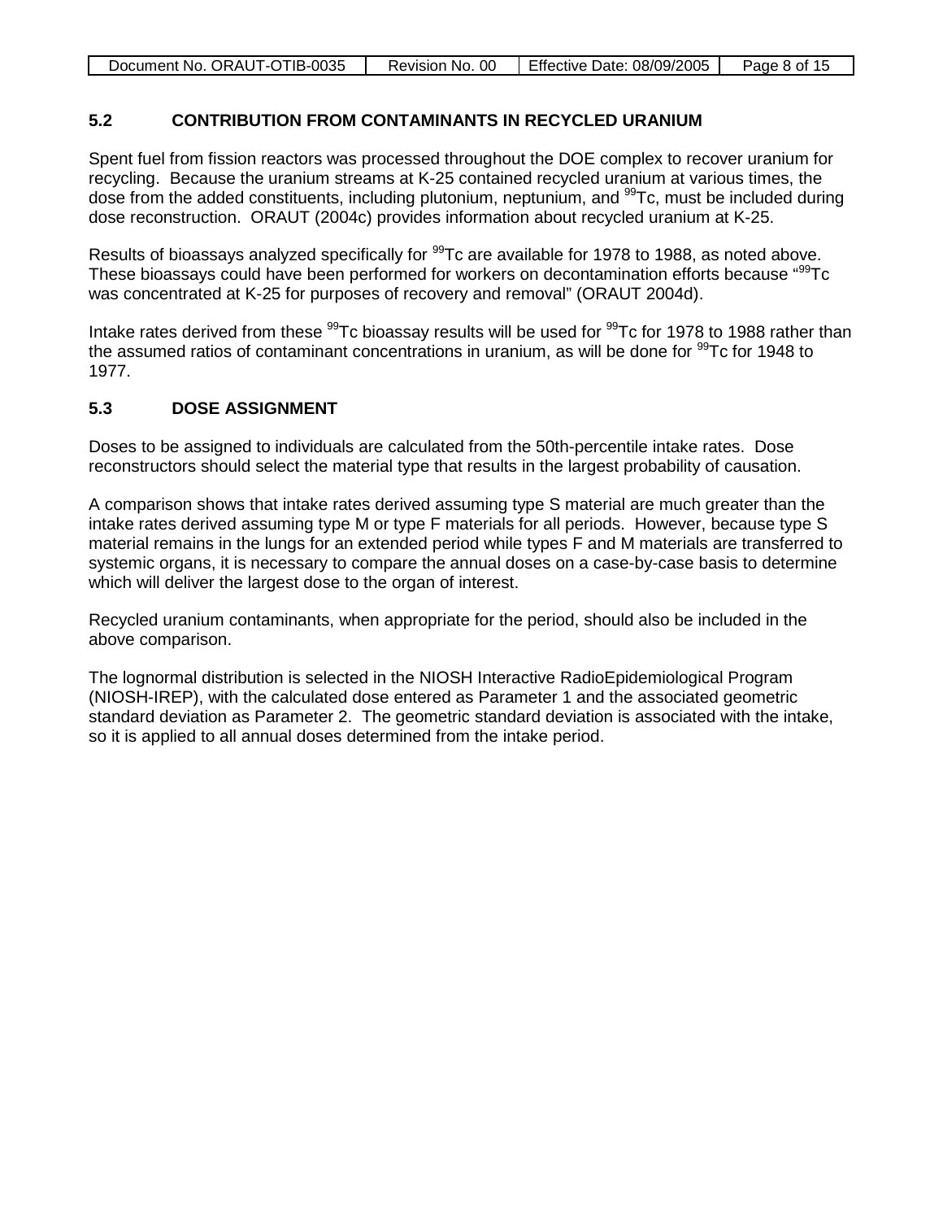## 5.2 CONTRIBUTION FROM CONTAMINANTS IN RECYCLED URANIUM

Spent fuel from fission reactors was processed throughout the DOE complex to recover uranium for recycling. Because the uranium streams at K-25 contained recycled uranium at various times, the dose from the added constituents, including plutonium, neptunium, and $^{99}$Tc, must be included during dose reconstruction. ORAUT (2004c) provides information about recycled uranium at K-25.

Results of bioassays analyzed specifically for $^{99}$Tc are available for 1978 to 1988, as noted above. These bioassays could have been performed for workers on decontamination efforts because "$^{99}$Tc was concentrated at K-25 for purposes of recovery and removal" (ORAUT 2004d).

Intake rates derived from these $^{99}$Tc bioassay results will be used for $^{99}$Tc for 1978 to 1988 rather than the assumed ratios of contaminant concentrations in uranium, as will be done for $^{99}$Tc for 1948 to 1977.

## 5.3 DOSE ASSIGNMENT

Doses to be assigned to individuals are calculated from the 50th-percentile intake rates. Dose reconstructors should select the material type that results in the largest probability of causation.

A comparison shows that intake rates derived assuming type S material are much greater than the intake rates derived assuming type M or type F materials for all periods. However, because type S material remains in the lungs for an extended period while types F and M materials are transferred to systemic organs, it is necessary to compare the annual doses on a case-by-case basis to determine which will deliver the largest dose to the organ of interest.

Recycled uranium contaminants, when appropriate for the period, should also be included in the above comparison.

The lognormal distribution is selected in the NIOSH Interactive RadioEpidemiological Program (NIOSH-IREP), with the calculated dose entered as Parameter 1 and the associated geometric standard deviation as Parameter 2. The geometric standard deviation is associated with the intake, so it is applied to all annual doses determined from the intake period.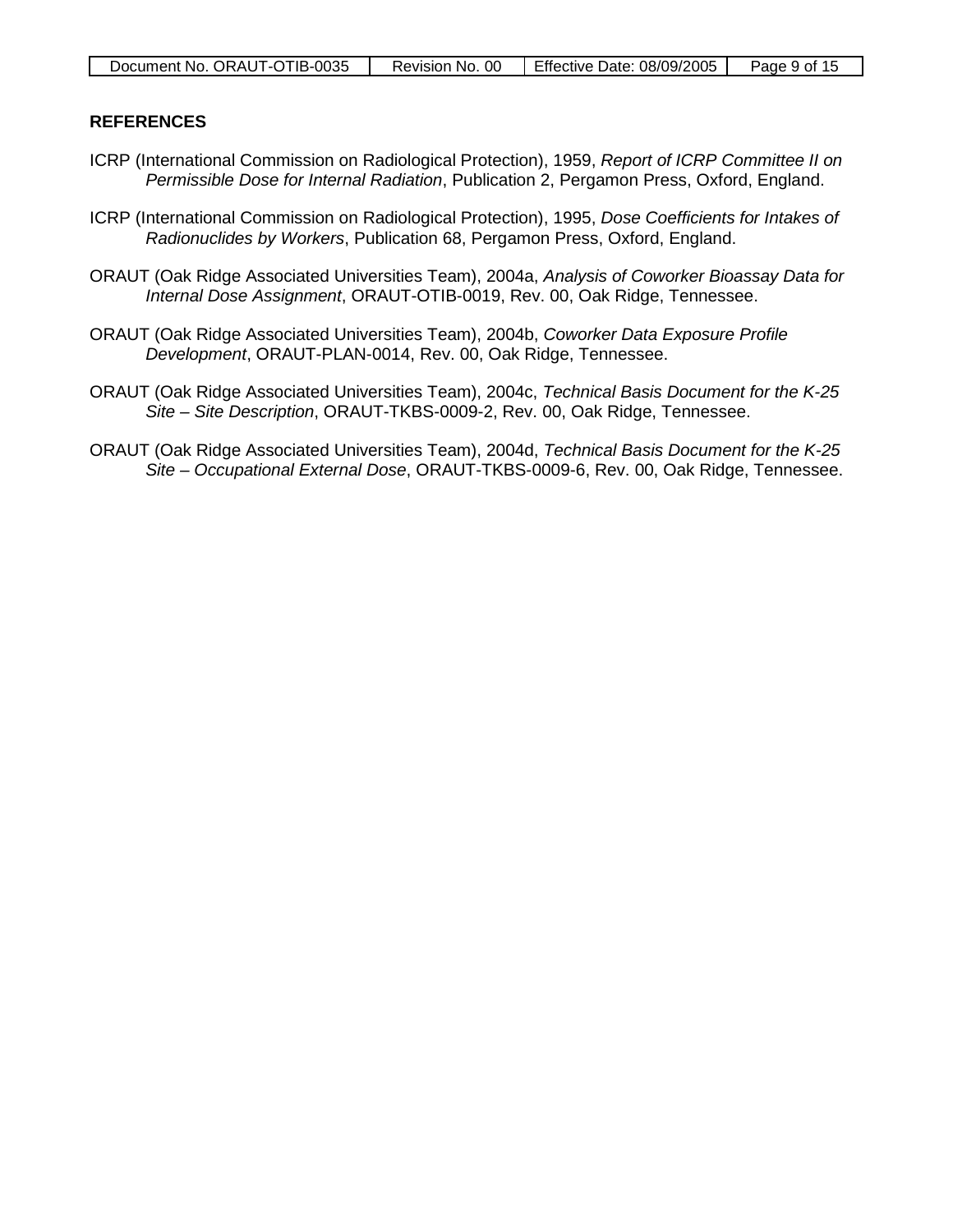## REFERENCES

ICRP (International Commission on Radiological Protection), 1959, *Report of ICRP Committee II on Permissible Dose for Internal Radiation*, Publication 2, Pergamon Press, Oxford, England.

ICRP (International Commission on Radiological Protection), 1995, *Dose Coefficients for Intakes of Radionuclides by Workers*, Publication 68, Pergamon Press, Oxford, England.

ORAUT (Oak Ridge Associated Universities Team), 2004a, *Analysis of Coworker Bioassay Data for Internal Dose Assignment*, ORAUT-OTIB-0019, Rev. 00, Oak Ridge, Tennessee.

ORAUT (Oak Ridge Associated Universities Team), 2004b, *Coworker Data Exposure Profile Development*, ORAUT-PLAN-0014, Rev. 00, Oak Ridge, Tennessee.

ORAUT (Oak Ridge Associated Universities Team), 2004c, *Technical Basis Document for the K-25 Site – Site Description*, ORAUT-TKBS-0009-2, Rev. 00, Oak Ridge, Tennessee.

ORAUT (Oak Ridge Associated Universities Team), 2004d, *Technical Basis Document for the K-25 Site – Occupational External Dose*, ORAUT-TKBS-0009-6, Rev. 00, Oak Ridge, Tennessee.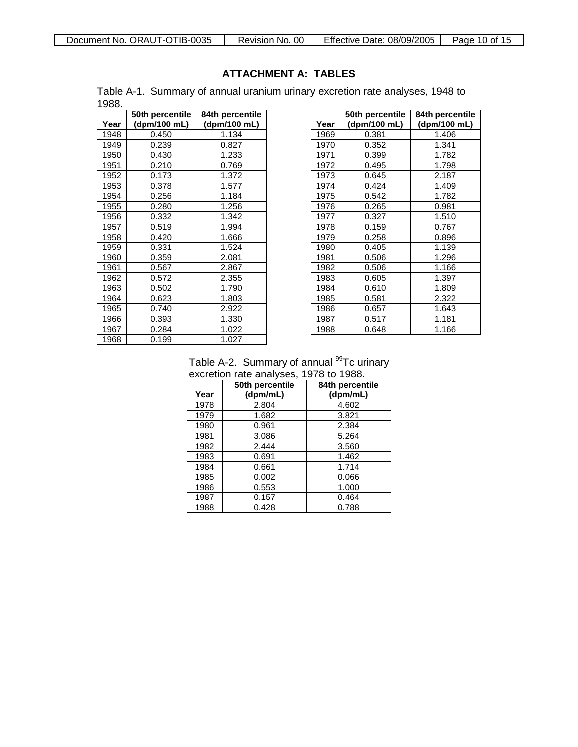## ATTACHMENT A: TABLES

Table A-1. Summary of annual uranium urinary excretion rate analyses, 1948 to 1988.

| Year | 50th percentile (dpm/100 mL) | 84th percentile (dpm/100 mL) |
|---|---|---|
| 1948 | 0.450 | 1.134 |
| 1949 | 0.239 | 0.827 |
| 1950 | 0.430 | 1.233 |
| 1951 | 0.210 | 0.769 |
| 1952 | 0.173 | 1.372 |
| 1953 | 0.378 | 1.577 |
| 1954 | 0.256 | 1.184 |
| 1955 | 0.280 | 1.256 |
| 1956 | 0.332 | 1.342 |
| 1957 | 0.519 | 1.994 |
| 1958 | 0.420 | 1.666 |
| 1959 | 0.331 | 1.524 |
| 1960 | 0.359 | 2.081 |
| 1961 | 0.567 | 2.867 |
| 1962 | 0.572 | 2.355 |
| 1963 | 0.502 | 1.790 |
| 1964 | 0.623 | 1.803 |
| 1965 | 0.740 | 2.922 |
| 1966 | 0.393 | 1.330 |
| 1967 | 0.284 | 1.022 |
| 1968 | 0.199 | 1.027 |
| 1969 | 0.381 | 1.406 |
| 1970 | 0.352 | 1.341 |
| 1971 | 0.399 | 1.782 |
| 1972 | 0.495 | 1.798 |
| 1973 | 0.645 | 2.187 |
| 1974 | 0.424 | 1.409 |
| 1975 | 0.542 | 1.782 |
| 1976 | 0.265 | 0.981 |
| 1977 | 0.327 | 1.510 |
| 1978 | 0.159 | 0.767 |
| 1979 | 0.258 | 0.896 |
| 1980 | 0.405 | 1.139 |
| 1981 | 0.506 | 1.296 |
| 1982 | 0.506 | 1.166 |
| 1983 | 0.605 | 1.397 |
| 1984 | 0.610 | 1.809 |
| 1985 | 0.581 | 2.322 |
| 1986 | 0.657 | 1.643 |
| 1987 | 0.517 | 1.181 |
| 1988 | 0.648 | 1.166 |

Table A-2. Summary of annual $^{99}$Tc urinary excretion rate analyses, 1978 to 1988.

| Year | 50th percentile (dpm/mL) | 84th percentile (dpm/mL) |
|---|---|---|
| 1978 | 2.804 | 4.602 |
| 1979 | 1.682 | 3.821 |
| 1980 | 0.961 | 2.384 |
| 1981 | 3.086 | 5.264 |
| 1982 | 2.444 | 3.560 |
| 1983 | 0.691 | 1.462 |
| 1984 | 0.661 | 1.714 |
| 1985 | 0.002 | 0.066 |
| 1986 | 0.553 | 1.000 |
| 1987 | 0.157 | 0.464 |
| 1988 | 0.428 | 0.788 |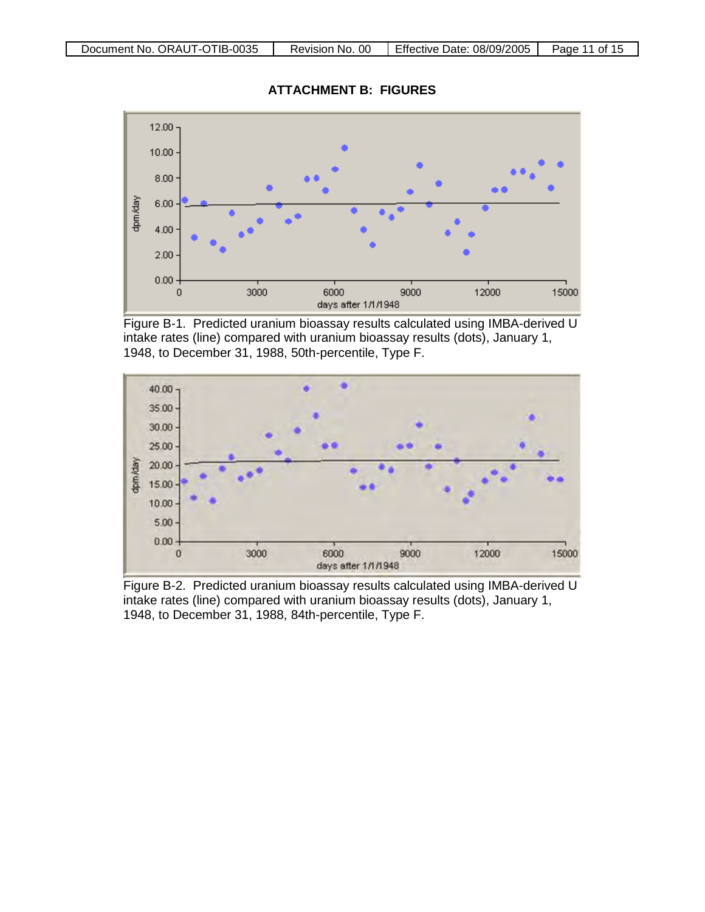## ATTACHMENT B: FIGURES

Figure B-1. Predicted uranium bioassay results calculated using IMBA-derived U intake rates (line) compared with uranium bioassay results (dots), January 1, 1948, to December 31, 1988, 50th-percentile, Type F.

Figure B-2. Predicted uranium bioassay results calculated using IMBA-derived U intake rates (line) compared with uranium bioassay results (dots), January 1, 1948, to December 31, 1988, 84th-percentile, Type F.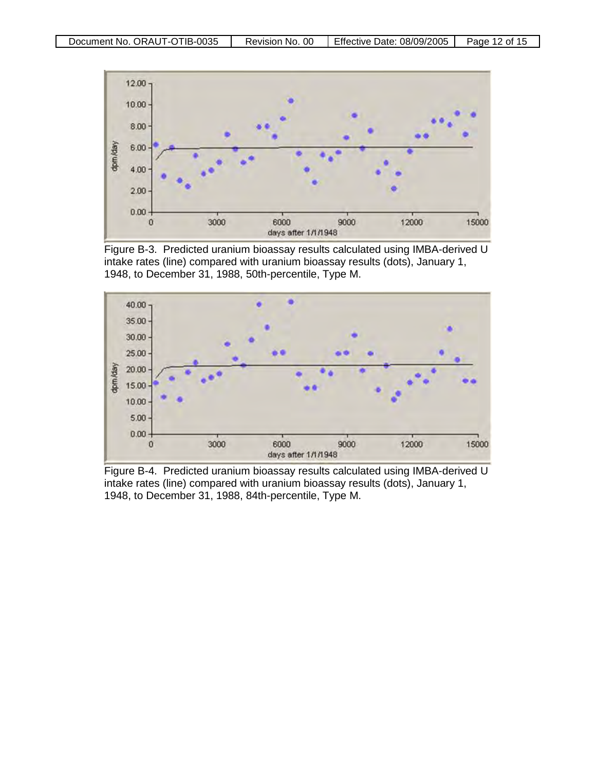Figure B-3. Predicted uranium bioassay results calculated using IMBA-derived U intake rates (line) compared with uranium bioassay results (dots), January 1, 1948, to December 31, 1988, 50th-percentile, Type M.

Figure B-4. Predicted uranium bioassay results calculated using IMBA-derived U intake rates (line) compared with uranium bioassay results (dots), January 1, 1948, to December 31, 1988, 84th-percentile, Type M.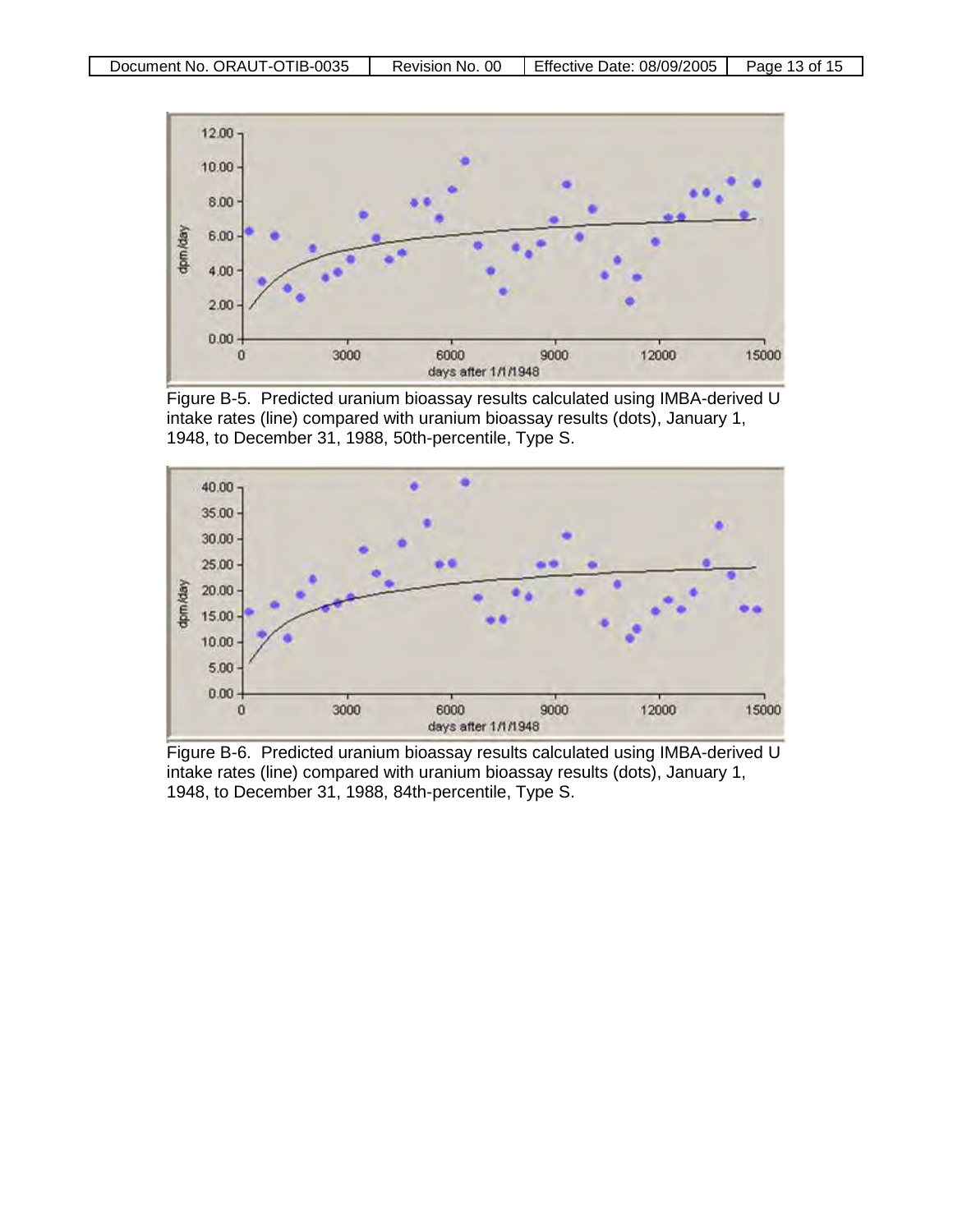Figure B-5. Predicted uranium bioassay results calculated using IMBA-derived U intake rates (line) compared with uranium bioassay results (dots), January 1, 1948, to December 31, 1988, 50th-percentile, Type S.

Figure B-6. Predicted uranium bioassay results calculated using IMBA-derived U intake rates (line) compared with uranium bioassay results (dots), January 1, 1948, to December 31, 1988, 84th-percentile, Type S.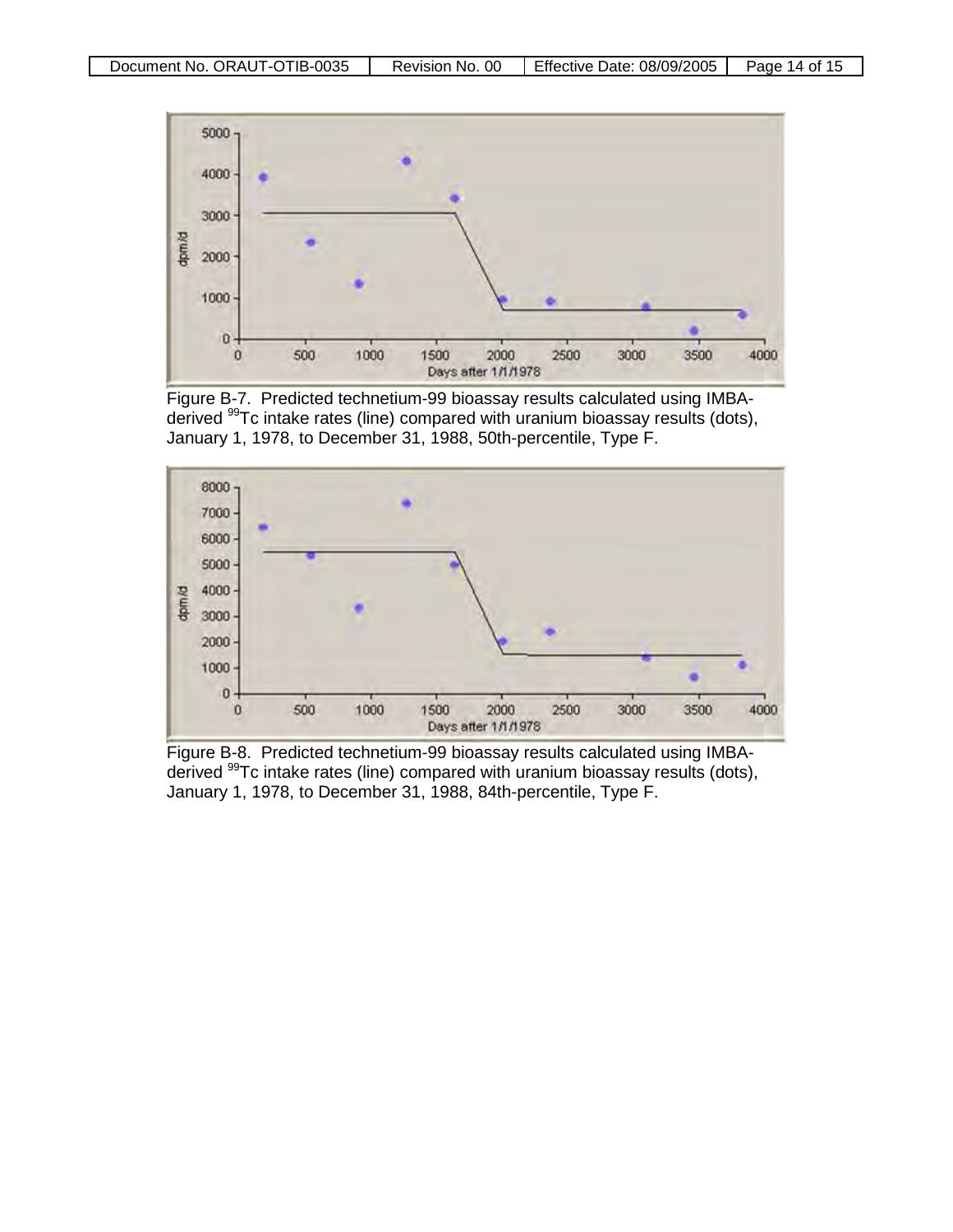Figure B-7. Predicted technetium-99 bioassay results calculated using IMBA-derived $^{99}$Tc intake rates (line) compared with uranium bioassay results (dots), January 1, 1978, to December 31, 1988, 50th-percentile, Type F.

Figure B-8. Predicted technetium-99 bioassay results calculated using IMBA-derived $^{99}$Tc intake rates (line) compared with uranium bioassay results (dots), January 1, 1978, to December 31, 1988, 84th-percentile, Type F.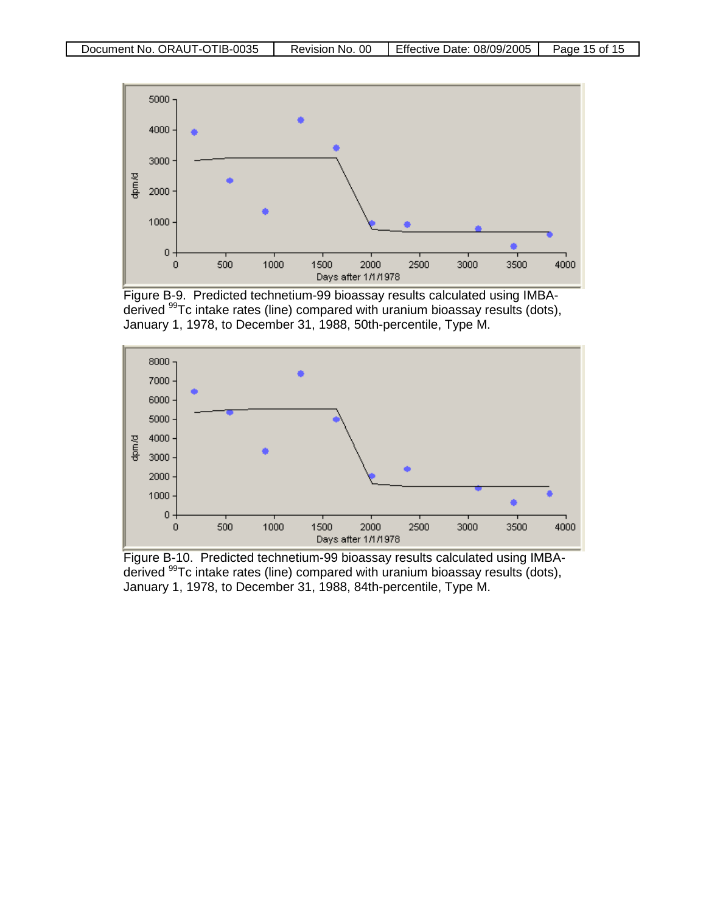5000
4000
3000
2000
1000
0
dpm/d
0 500 1000 1500 2000 2500 3000 3500 4000
Days after 1/1/1978

Figure B-9. Predicted technetium-99 bioassay results calculated using IMBA-derived $^{99}$Tc intake rates (line) compared with uranium bioassay results (dots), January 1, 1978, to December 31, 1988, 50th-percentile, Type M.

8000
7000
6000
5000
4000
3000
2000
1000
0
dpm/d
0 500 1000 1500 2000 2500 3000 3500 4000
Days after 1/1/1978

Figure B-10. Predicted technetium-99 bioassay results calculated using IMBA-derived $^{99}$Tc intake rates (line) compared with uranium bioassay results (dots), January 1, 1978, to December 31, 1988, 84th-percentile, Type M.